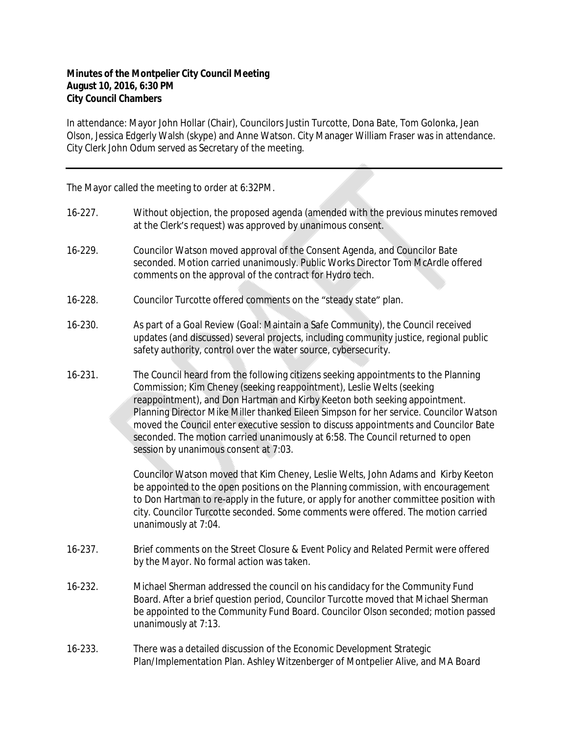**Minutes of the Montpelier City Council Meeting**
**August 10, 2016, 6:30 PM**
**City Council Chambers**

In attendance: Mayor John Hollar (Chair), Councilors Justin Turcotte, Dona Bate, Tom Golonka, Jean Olson, Jessica Edgerly Walsh (skype) and Anne Watson. City Manager William Fraser was in attendance. City Clerk John Odum served as Secretary of the meeting.

---

The Mayor called the meeting to order at 6:32PM.

16-227. Without objection, the proposed agenda (amended with the previous minutes removed at the Clerk's request) was approved by unanimous consent.

16-229. Councilor Watson moved approval of the Consent Agenda, and Councilor Bate seconded. Motion carried unanimously. Public Works Director Tom McArdle offered comments on the approval of the contract for Hydro tech.

16-228. Councilor Turcotte offered comments on the "steady state" plan.

16-230. As part of a Goal Review (Goal: Maintain a Safe Community), the Council received updates (and discussed) several projects, including community justice, regional public safety authority, control over the water source, cybersecurity.

16-231. The Council heard from the following citizens seeking appointments to the Planning Commission; Kim Cheney (seeking reappointment), Leslie Welts (seeking reappointment), and Don Hartman and Kirby Keeton both seeking appointment. Planning Director Mike Miller thanked Eileen Simpson for her service. Councilor Watson moved the Council enter executive session to discuss appointments and Councilor Bate seconded. The motion carried unanimously at 6:58. The Council returned to open session by unanimous consent at 7:03.

Councilor Watson moved that Kim Cheney, Leslie Welts, John Adams and Kirby Keeton be appointed to the open positions on the Planning commission, with encouragement to Don Hartman to re-apply in the future, or apply for another committee position with city. Councilor Turcotte seconded. Some comments were offered. The motion carried unanimously at 7:04.

16-237. Brief comments on the Street Closure & Event Policy and Related Permit were offered by the Mayor. No formal action was taken.

16-232. Michael Sherman addressed the council on his candidacy for the Community Fund Board. After a brief question period, Councilor Turcotte moved that Michael Sherman be appointed to the Community Fund Board. Councilor Olson seconded; motion passed unanimously at 7:13.

16-233. There was a detailed discussion of the Economic Development Strategic Plan/Implementation Plan. Ashley Witzenberger of Montpelier Alive, and MA Board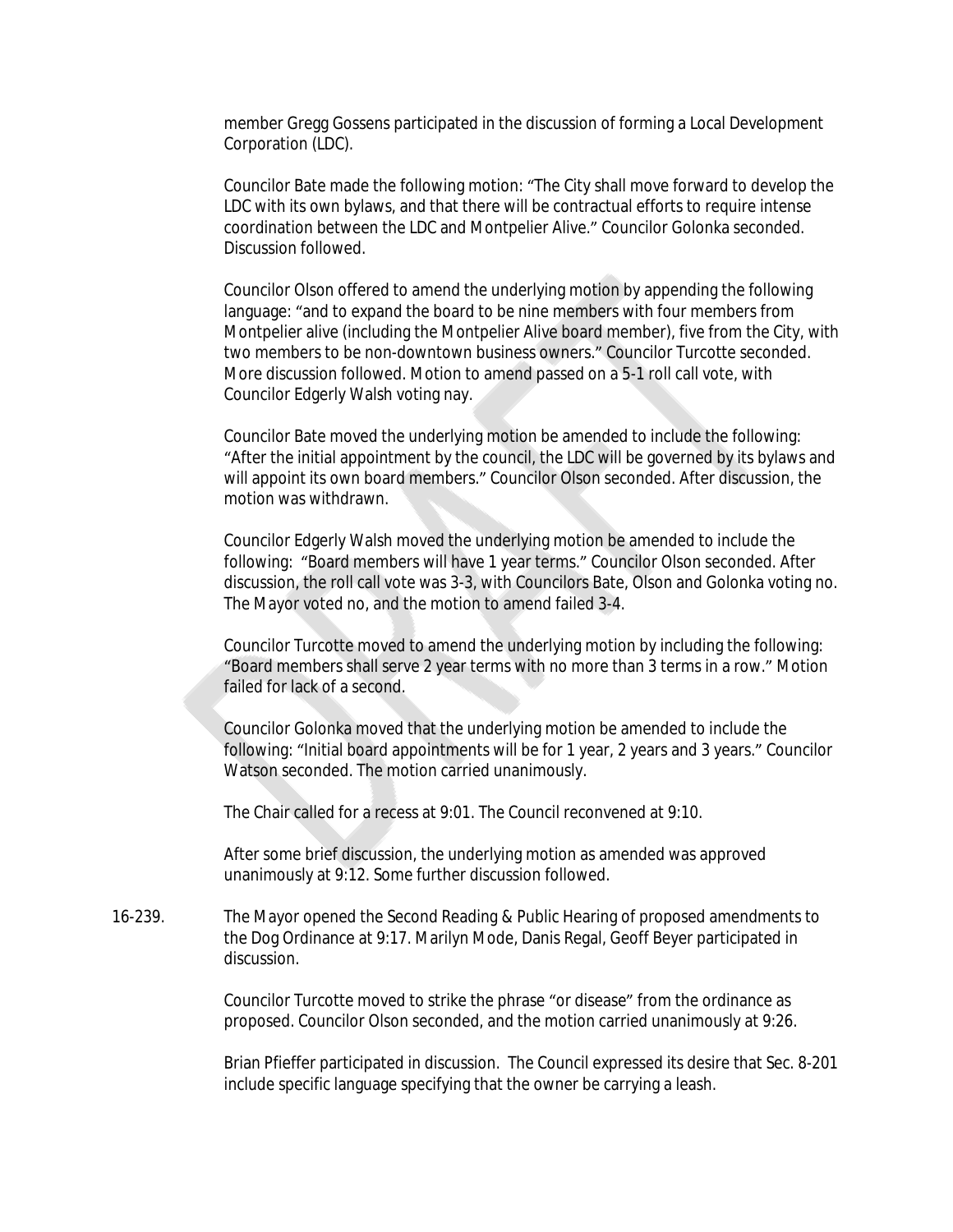member Gregg Gossens participated in the discussion of forming a Local Development Corporation (LDC).

Councilor Bate made the following motion: "The City shall move forward to develop the LDC with its own bylaws, and that there will be contractual efforts to require intense coordination between the LDC and Montpelier Alive." Councilor Golonka seconded. Discussion followed.

Councilor Olson offered to amend the underlying motion by appending the following language: "and to expand the board to be nine members with four members from Montpelier alive (including the Montpelier Alive board member), five from the City, with two members to be non-downtown business owners." Councilor Turcotte seconded. More discussion followed. Motion to amend passed on a 5-1 roll call vote, with Councilor Edgerly Walsh voting nay.

Councilor Bate moved the underlying motion be amended to include the following: "After the initial appointment by the council, the LDC will be governed by its bylaws and will appoint its own board members." Councilor Olson seconded. After discussion, the motion was withdrawn.

Councilor Edgerly Walsh moved the underlying motion be amended to include the following: "Board members will have 1 year terms." Councilor Olson seconded. After discussion, the roll call vote was 3-3, with Councilors Bate, Olson and Golonka voting no. The Mayor voted no, and the motion to amend failed 3-4.

Councilor Turcotte moved to amend the underlying motion by including the following: "Board members shall serve 2 year terms with no more than 3 terms in a row." Motion failed for lack of a second.

Councilor Golonka moved that the underlying motion be amended to include the following: "Initial board appointments will be for 1 year, 2 years and 3 years." Councilor Watson seconded. The motion carried unanimously.

The Chair called for a recess at 9:01. The Council reconvened at 9:10.

After some brief discussion, the underlying motion as amended was approved unanimously at 9:12. Some further discussion followed.

16-239. The Mayor opened the Second Reading & Public Hearing of proposed amendments to the Dog Ordinance at 9:17. Marilyn Mode, Danis Regal, Geoff Beyer participated in discussion.

Councilor Turcotte moved to strike the phrase "or disease" from the ordinance as proposed. Councilor Olson seconded, and the motion carried unanimously at 9:26.

Brian Pfieffer participated in discussion. The Council expressed its desire that Sec. 8-201 include specific language specifying that the owner be carrying a leash.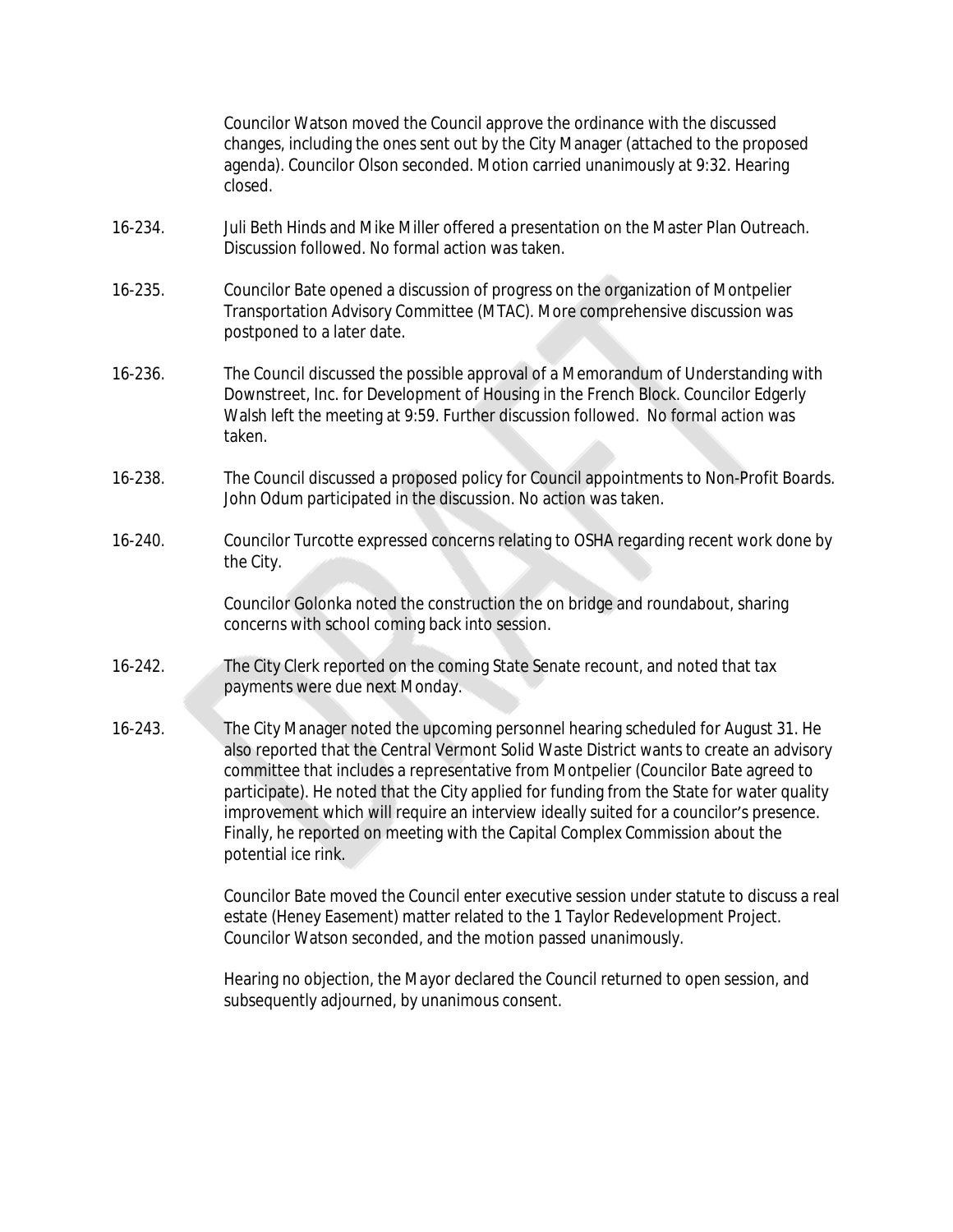Councilor Watson moved the Council approve the ordinance with the discussed changes, including the ones sent out by the City Manager (attached to the proposed agenda). Councilor Olson seconded. Motion carried unanimously at 9:32. Hearing closed.

16-234. Juli Beth Hinds and Mike Miller offered a presentation on the Master Plan Outreach. Discussion followed. No formal action was taken.

16-235. Councilor Bate opened a discussion of progress on the organization of Montpelier Transportation Advisory Committee (MTAC). More comprehensive discussion was postponed to a later date.

16-236. The Council discussed the possible approval of a Memorandum of Understanding with Downstreet, Inc. for Development of Housing in the French Block. Councilor Edgerly Walsh left the meeting at 9:59. Further discussion followed. No formal action was taken.

16-238. The Council discussed a proposed policy for Council appointments to Non-Profit Boards. John Odum participated in the discussion. No action was taken.

16-240. Councilor Turcotte expressed concerns relating to OSHA regarding recent work done by the City.

Councilor Golonka noted the construction the on bridge and roundabout, sharing concerns with school coming back into session.

16-242. The City Clerk reported on the coming State Senate recount, and noted that tax payments were due next Monday.

16-243. The City Manager noted the upcoming personnel hearing scheduled for August 31. He also reported that the Central Vermont Solid Waste District wants to create an advisory committee that includes a representative from Montpelier (Councilor Bate agreed to participate). He noted that the City applied for funding from the State for water quality improvement which will require an interview ideally suited for a councilor's presence. Finally, he reported on meeting with the Capital Complex Commission about the potential ice rink.

Councilor Bate moved the Council enter executive session under statute to discuss a real estate (Heney Easement) matter related to the 1 Taylor Redevelopment Project. Councilor Watson seconded, and the motion passed unanimously.

Hearing no objection, the Mayor declared the Council returned to open session, and subsequently adjourned, by unanimous consent.